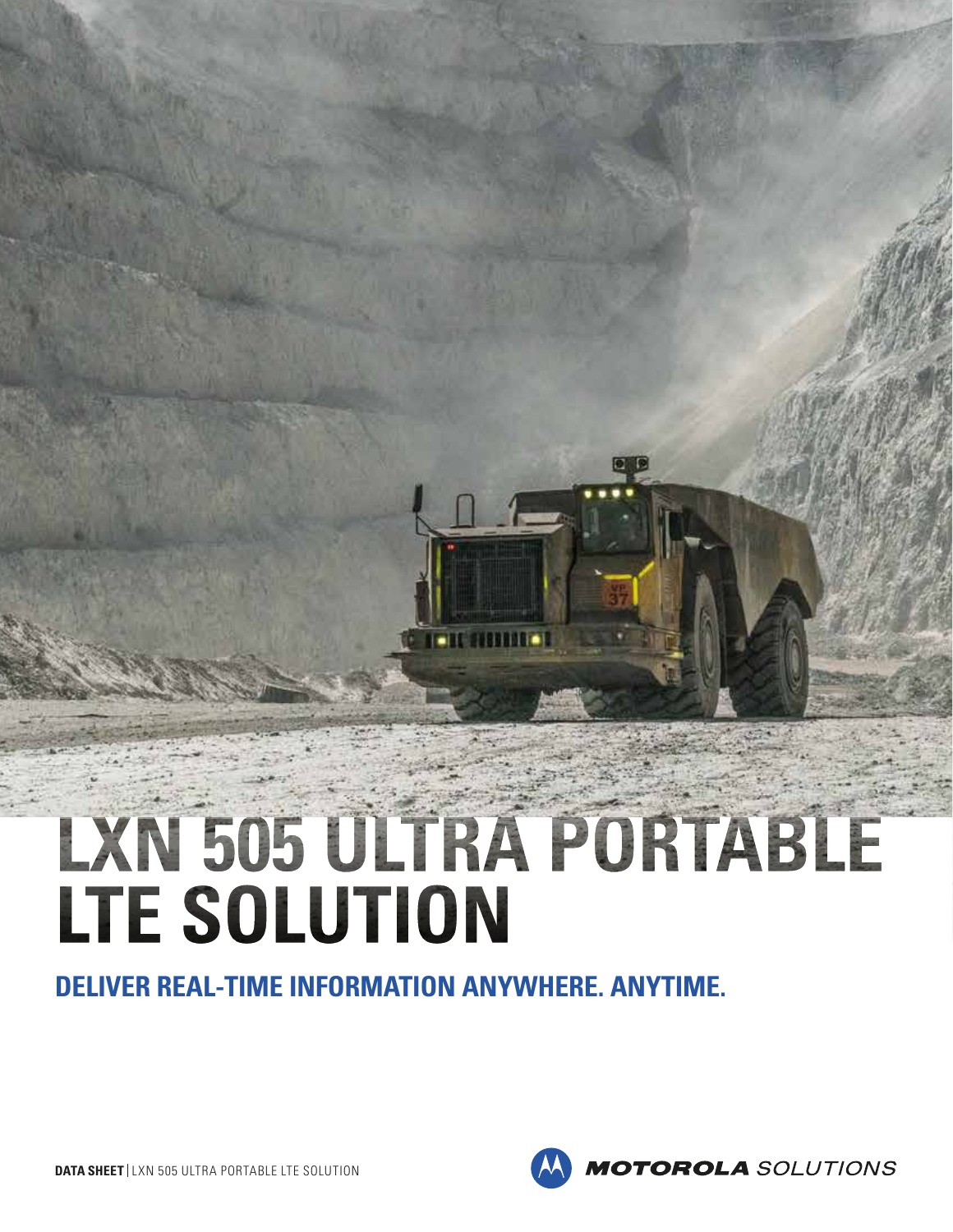# LXN 505 ULTRA PORTABLE LTE SOLUTION

## DELIVER REAL-TIME INFORMATION ANYWHERE. ANYTIME.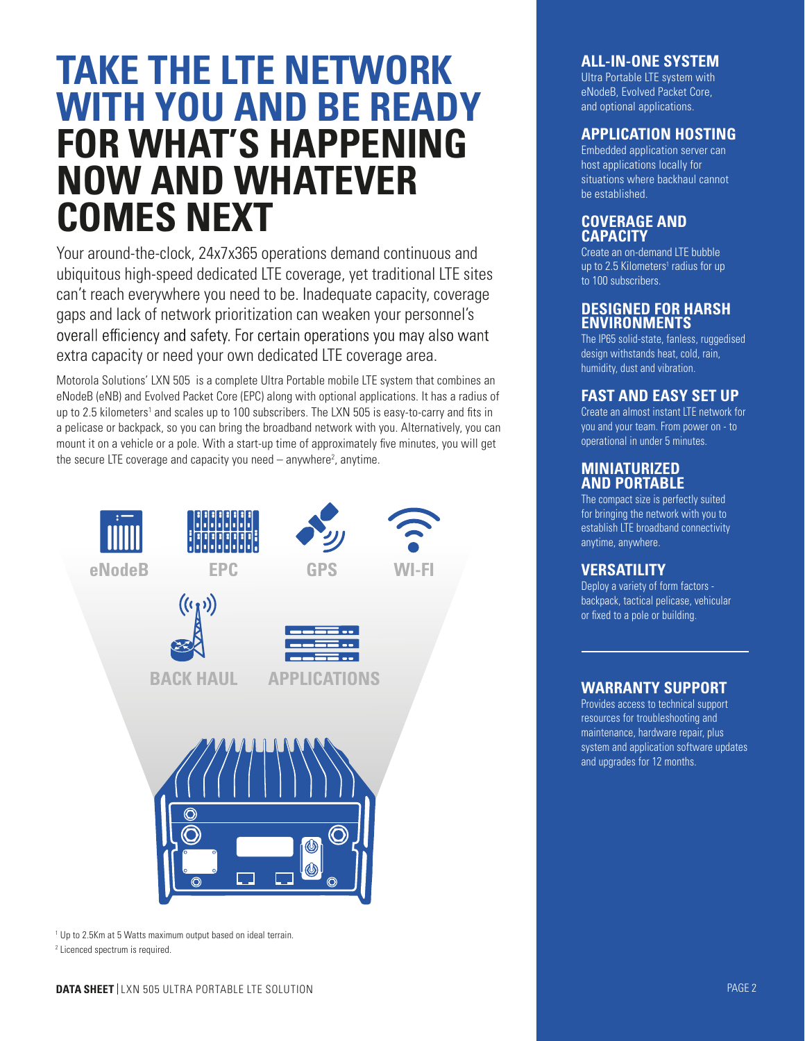# TAKE THE LTE NETWORK WITH YOU AND BE READY FOR WHAT'S HAPPENING NOW AND WHATEVER COMES NEXT

Your around-the-clock, 24x7x365 operations demand continuous and ubiquitous high-speed dedicated LTE coverage, yet traditional LTE sites can't reach everywhere you need to be. Inadequate capacity, coverage gaps and lack of network prioritization can weaken your personnel's overall efficiency and safety. For certain operations you may also want extra capacity or need your own dedicated LTE coverage area.

Motorola Solutions' LXN 505 is a complete Ultra Portable mobile LTE system that combines an eNodeB (eNB) and Evolved Packet Core (EPC) along with optional applications. It has a radius of up to 2.5 kilometers[1] and scales up to 100 subscribers. The LXN 505 is easy-to-carry and fits in a pelicase or backpack, so you can bring the broadband network with you. Alternatively, you can mount it on a vehicle or a pole. With a start-up time of approximately five minutes, you will get the secure LTE coverage and capacity you need – anywhere[2], anytime.

eNodeB | EPC | GPS | WI-FI | BACK HAUL | APPLICATIONS

[1] Up to 2.5Km at 5 Watts maximum output based on ideal terrain.

[2] Licenced spectrum is required.

## ALL-IN-ONE SYSTEM

Ultra Portable LTE system with eNodeB, Evolved Packet Core, and optional applications.

## APPLICATION HOSTING

Embedded application server can host applications locally for situations where backhaul cannot be established.

## COVERAGE AND CAPACITY

Create an on-demand LTE bubble up to 2.5 Kilometers[1] radius for up to 100 subscribers.

## DESIGNED FOR HARSH ENVIRONMENTS

The IP65 solid-state, fanless, ruggedised design withstands heat, cold, rain, humidity, dust and vibration.

## FAST AND EASY SET UP

Create an almost instant LTE network for you and your team. From power on - to operational in under 5 minutes.

## MINIATURIZED AND PORTABLE

The compact size is perfectly suited for bringing the network with you to establish LTE broadband connectivity anytime, anywhere.

## VERSATILITY

Deploy a variety of form factors - backpack, tactical pelicase, vehicular or fixed to a pole or building.

## WARRANTY SUPPORT

Provides access to technical support resources for troubleshooting and maintenance, hardware repair, plus system and application software updates and upgrades for 12 months.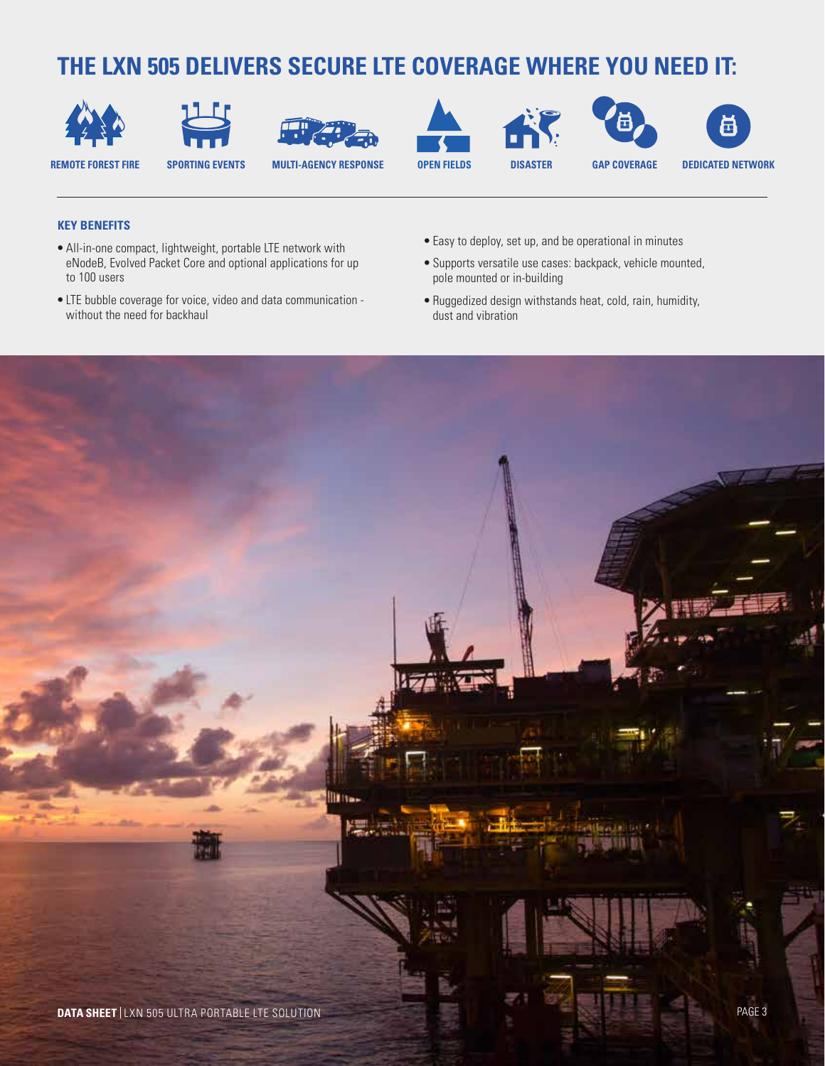# THE LXN 505 DELIVERS SECURE LTE COVERAGE WHERE YOU NEED IT:

REMOTE FOREST FIRE

SPORTING EVENTS

MULTI-AGENCY RESPONSE

OPEN FIELDS

DISASTER

GAP COVERAGE

DEDICATED NETWORK

### KEY BENEFITS

- All-in-one compact, lightweight, portable LTE network with eNodeB, Evolved Packet Core and optional applications for up to 100 users
- LTE bubble coverage for voice, video and data communication - without the need for backhaul
- Easy to deploy, set up, and be operational in minutes
- Supports versatile use cases: backpack, vehicle mounted, pole mounted or in-building
- Ruggedized design withstands heat, cold, rain, humidity, dust and vibration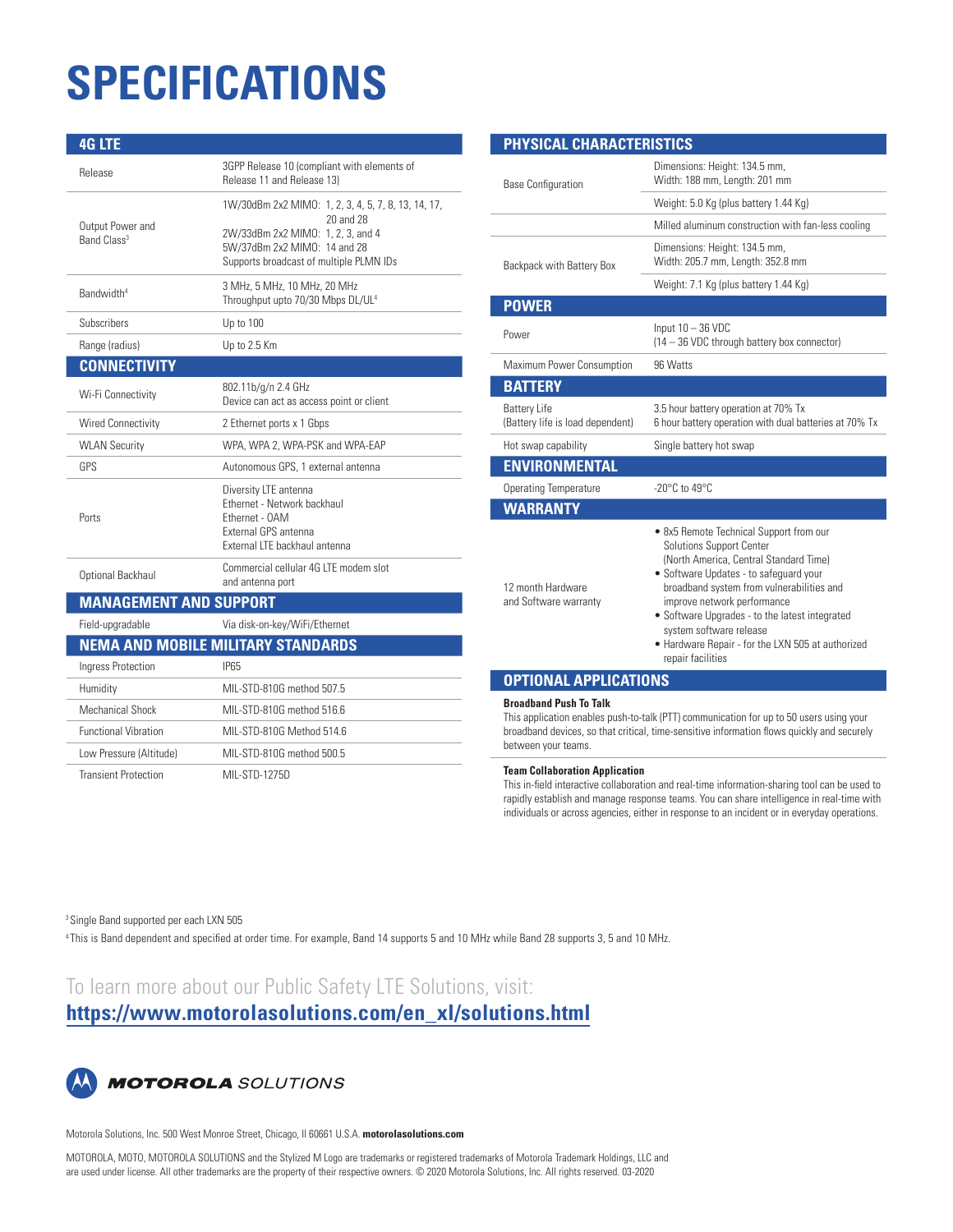# SPECIFICATIONS

## 4G LTE

| | |
|---|---|
| Release | 3GPP Release 10 (compliant with elements of Release 11 and Release 13) |
| Output Power and Band Class[3] | 1W/30dBm 2x2 MIMO: 1, 2, 3, 4, 5, 7, 8, 13, 14, 17, 20 and 28<br>2W/33dBm 2x2 MIMO: 1, 2, 3, and 4<br>5W/37dBm 2x2 MIMO: 14 and 28<br>Supports broadcast of multiple PLMN IDs |
| Bandwidth[4] | 3 MHz, 5 MHz, 10 MHz, 20 MHz<br>Throughput upto 70/30 Mbps DL/UL[4] |
| Subscribers | Up to 100 |
| Range (radius) | Up to 2.5 Km |

## CONNECTIVITY

| | |
|---|---|
| Wi-Fi Connectivity | 802.11b/g/n 2.4 GHz<br>Device can act as access point or client |
| Wired Connectivity | 2 Ethernet ports x 1 Gbps |
| WLAN Security | WPA, WPA 2, WPA-PSK and WPA-EAP |
| GPS | Autonomous GPS, 1 external antenna |
| Ports | Diversity LTE antenna<br>Ethernet - Network backhaul<br>Ethernet - OAM<br>External GPS antenna<br>External LTE backhaul antenna |
| Optional Backhaul | Commercial cellular 4G LTE modem slot and antenna port |

## MANAGEMENT AND SUPPORT

| | |
|---|---|
| Field-upgradable | Via disk-on-key/WiFi/Ethernet |

## NEMA AND MOBILE MILITARY STANDARDS

| | |
|---|---|
| Ingress Protection | IP65 |
| Humidity | MIL-STD-810G method 507.5 |
| Mechanical Shock | MIL-STD-810G method 516.6 |
| Functional Vibration | MIL-STD-810G Method 514.6 |
| Low Pressure (Altitude) | MIL-STD-810G method 500.5 |
| Transient Protection | MIL-STD-1275D |

## PHYSICAL CHARACTERISTICS

| | |
|---|---|
| Base Configuration | Dimensions: Height: 134.5 mm, Width: 188 mm, Length: 201 mm |
| | Weight: 5.0 Kg (plus battery 1.44 Kg) |
| | Milled aluminum construction with fan-less cooling |
| Backpack with Battery Box | Dimensions: Height: 134.5 mm, Width: 205.7 mm, Length: 352.8 mm |
| | Weight: 7.1 Kg (plus battery 1.44 Kg) |

## POWER

| | |
|---|---|
| Power | Input 10 – 36 VDC<br>(14 – 36 VDC through battery box connector) |
| Maximum Power Consumption | 96 Watts |

## BATTERY

| | |
|---|---|
| Battery Life<br>(Battery life is load dependent) | 3.5 hour battery operation at 70% Tx<br>6 hour battery operation with dual batteries at 70% Tx |
| Hot swap capability | Single battery hot swap |

## ENVIRONMENTAL

| | |
|---|---|
| Operating Temperature | -20°C to 49°C |

## WARRANTY

| | |
|---|---|
| 12 month Hardware and Software warranty | • 8x5 Remote Technical Support from our Solutions Support Center (North America, Central Standard Time)<br>• Software Updates - to safeguard your broadband system from vulnerabilities and improve network performance<br>• Software Upgrades - to the latest integrated system software release<br>• Hardware Repair - for the LXN 505 at authorized repair facilities |

## OPTIONAL APPLICATIONS

**Broadband Push To Talk**

This application enables push-to-talk (PTT) communication for up to 50 users using your broadband devices, so that critical, time-sensitive information flows quickly and securely between your teams.

**Team Collaboration Application**

This in-field interactive collaboration and real-time information-sharing tool can be used to rapidly establish and manage response teams. You can share intelligence in real-time with individuals or across agencies, either in response to an incident or in everyday operations.

[3] Single Band supported per each LXN 505

[4] This is Band dependent and specified at order time. For example, Band 14 supports 5 and 10 MHz while Band 28 supports 3, 5 and 10 MHz.

To learn more about our Public Safety LTE Solutions, visit:
**https://www.motorolasolutions.com/en_xl/solutions.html**

MOTOROLA SOLUTIONS

Motorola Solutions, Inc. 500 West Monroe Street, Chicago, Il 60661 U.S.A. **motorolasolutions.com**

MOTOROLA, MOTO, MOTOROLA SOLUTIONS and the Stylized M Logo are trademarks or registered trademarks of Motorola Trademark Holdings, LLC and are used under license. All other trademarks are the property of their respective owners. © 2020 Motorola Solutions, Inc. All rights reserved. 03-2020